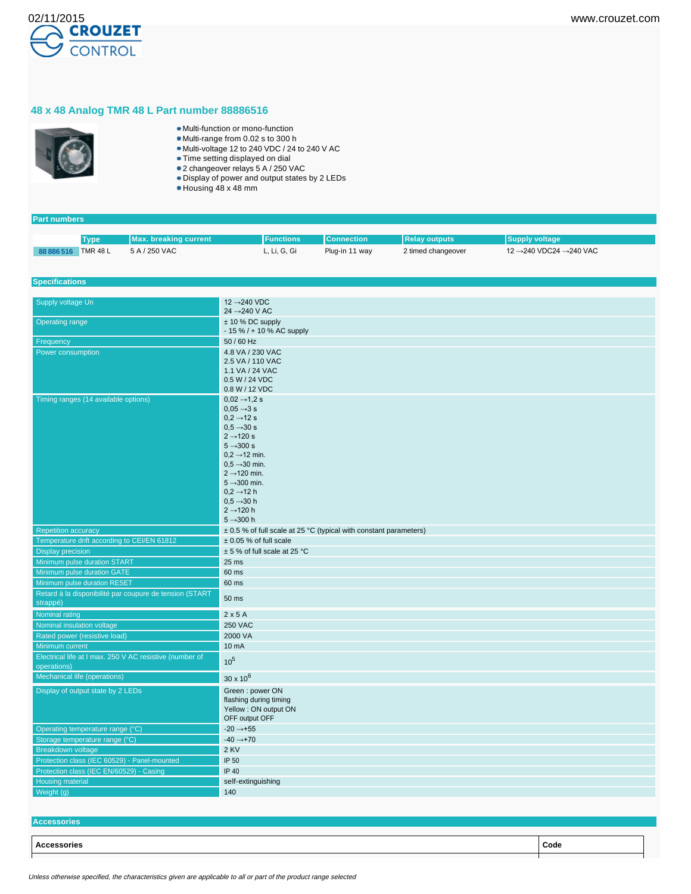02/11/2015

www.crouzet.com

CROUZET CONTROL

## 48 x 48 Analog TMR 48 L Part number 88886516

- Multi-function or mono-function
- Multi-range from 0.02 s to 300 h
- Multi-voltage 12 to 240 VDC / 24 to 240 V AC
- Time setting displayed on dial
- 2 changeover relays 5 A / 250 VAC
- Display of power and output states by 2 LEDs
- Housing 48 x 48 mm

### Part numbers

| | Type | Max. breaking current | Functions | Connection | Relay outputs | Supply voltage |
|---|---|---|---|---|---|---|
| 88 886 516 | TMR 48 L | 5 A / 250 VAC | L, Li, G, Gi | Plug-in 11 way | 2 timed changeover | 12 →240 VDC24 →240 VAC |

### Specifications

| | |
|---|---|
| Supply voltage Un | 12 →240 VDC<br>24 →240 V AC |
| Operating range | ± 10 % DC supply<br>- 15 % / + 10 % AC supply |
| Frequency | 50 / 60 Hz |
| Power consumption | 4.8 VA / 230 VAC<br>2.5 VA / 110 VAC<br>1.1 VA / 24 VAC<br>0.5 W / 24 VDC<br>0.8 W / 12 VDC |
| Timing ranges (14 available options) | 0,02 →1,2 s<br>0,05 →3 s<br>0,2 →12 s<br>0,5 →30 s<br>2 →120 s<br>5 →300 s<br>0,2 →12 min.<br>0,5 →30 min.<br>2 →120 min.<br>5 →300 min.<br>0,2 →12 h<br>0,5 →30 h<br>2 →120 h<br>5 →300 h |
| Repetition accuracy | ± 0.5 % of full scale at 25 °C (typical with constant parameters) |
| Temperature drift according to CEI/EN 61812 | ± 0.05 % of full scale |
| Display precision | ± 5 % of full scale at 25 °C |
| Minimum pulse duration START | 25 ms |
| Minimum pulse duration GATE | 60 ms |
| Minimum pulse duration RESET | 60 ms |
| Retard à la disponibilité par coupure de tension (START strappé) | 50 ms |
| Nominal rating | 2 x 5 A |
| Nominal insulation voltage | 250 VAC |
| Rated power (resistive load) | 2000 VA |
| Minimum current | 10 mA |
| Electrical life at I max. 250 V AC resistive (number of operations) | $10^5$ |
| Mechanical life (operations) | $30 \times 10^6$ |
| Display of output state by 2 LEDs | Green : power ON<br>flashing during timing<br>Yellow : ON output ON<br>OFF output OFF |
| Operating temperature range (°C) | -20 →+55 |
| Storage temperature range (°C) | -40 →+70 |
| Breakdown voltage | 2 KV |
| Protection class (IEC 60529) - Panel-mounted | IP 50 |
| Protection class (IEC EN/60529) - Casing | IP 40 |
| Housing material | self-extinguishing |
| Weight (g) | 140 |

### Accessories

| Accessories | Code |
|---|---|

*Unless otherwise specified, the characteristics given are applicable to all or part of the product range selected*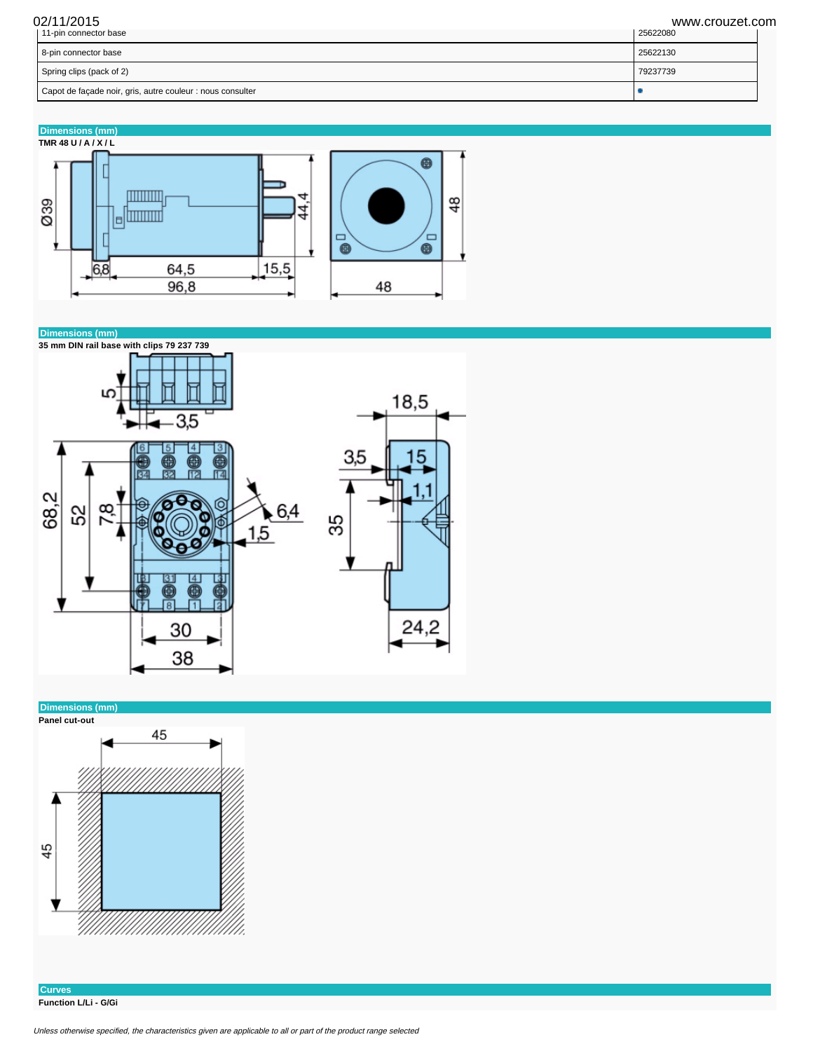| | |
|---|---|
| 11-pin connector base | 25622080 |
| 8-pin connector base | 25622130 |
| Spring clips (pack of 2) | 79237739 |
| Capot de façade noir, gris, autre couleur : nous consulter | • |

## Dimensions (mm)

**TMR 48 U / A / X / L**

## Dimensions (mm)

**35 mm DIN rail base with clips 79 237 739**

## Dimensions (mm)

**Panel cut-out**

## Curves

**Function L/Li - G/Gi**

*Unless otherwise specified, the characteristics given are applicable to all or part of the product range selected*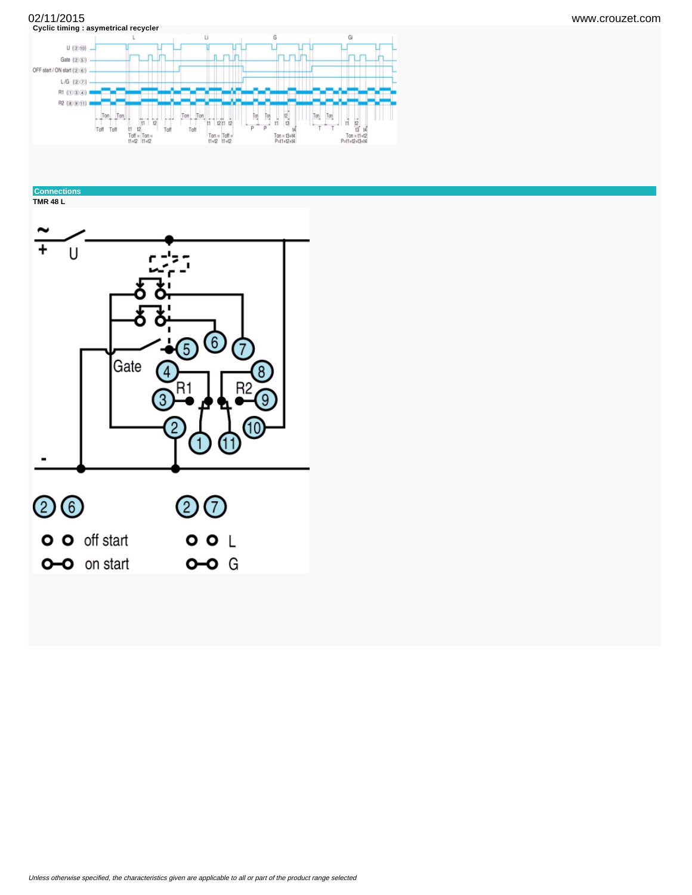**Cyclic timing : asymetrical recycler**

L
Li
G
Gi

U (2)(10)
Gate (2)(5)
OFF start / ON start (2)(6)
L /G (2)(7)
R1 (1)(3)(4)
R2 (8)(9)(11)

Ton Ton
Toff Toff
t1 t2
Toff = t1+t2
Ton = t1+t2
Toff
Ton Ton
Toff
t1 t2 t1 t2
Ton = t1+t2
Toff = t1+t2
Ton Ton
P P
t1 t3 t2 t4
Ton = t3+t4
P=t1+t2+t4
Ton Ton
T T
t1 t2 t3 t4
Ton = t1+t2
P=t1+t2+t3+t4

## Connections

**TMR 48 L**

~
+ U
Gate
R1
R2
(1) (2) (3) (4) (5) (6) (7) (8) (9) (10) (11)
-

(2)(6)
O O off start
O–O on start

(2)(7)
O O L
O–O G

*Unless otherwise specified, the characteristics given are applicable to all or part of the product range selected*